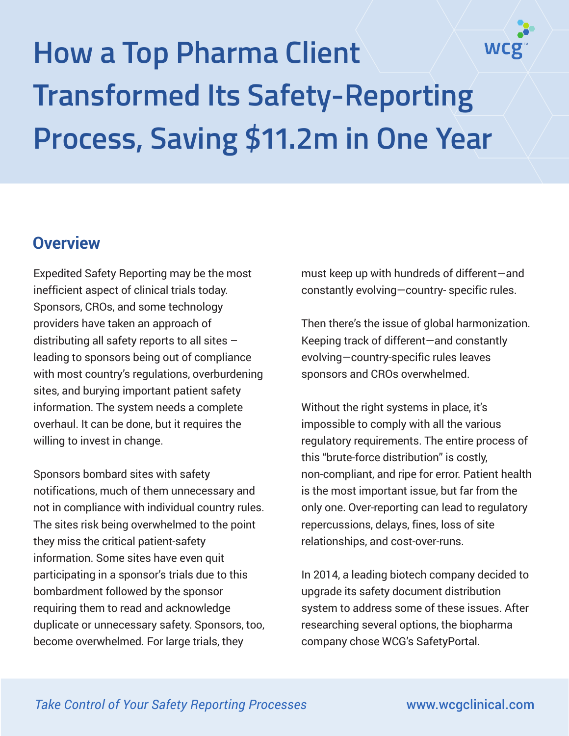# How a Top Pharma Client Transformed Its Safety-Reporting Process, Saving $11.2m in One Year

## Overview

Expedited Safety Reporting may be the most inefficient aspect of clinical trials today. Sponsors, CROs, and some technology providers have taken an approach of distributing all safety reports to all sites – leading to sponsors being out of compliance with most country's regulations, overburdening sites, and burying important patient safety information. The system needs a complete overhaul. It can be done, but it requires the willing to invest in change.

Sponsors bombard sites with safety notifications, much of them unnecessary and not in compliance with individual country rules. The sites risk being overwhelmed to the point they miss the critical patient-safety information. Some sites have even quit participating in a sponsor's trials due to this bombardment followed by the sponsor requiring them to read and acknowledge duplicate or unnecessary safety. Sponsors, too, become overwhelmed. For large trials, they must keep up with hundreds of different—and constantly evolving—country- specific rules.

Then there's the issue of global harmonization. Keeping track of different—and constantly evolving—country-specific rules leaves sponsors and CROs overwhelmed.

Without the right systems in place, it's impossible to comply with all the various regulatory requirements. The entire process of this "brute-force distribution" is costly, non-compliant, and ripe for error. Patient health is the most important issue, but far from the only one. Over-reporting can lead to regulatory repercussions, delays, fines, loss of site relationships, and cost-over-runs.

In 2014, a leading biotech company decided to upgrade its safety document distribution system to address some of these issues. After researching several options, the biopharma company chose WCG's SafetyPortal.

*Take Control of Your Safety Reporting Processes*

www.wcgclinical.com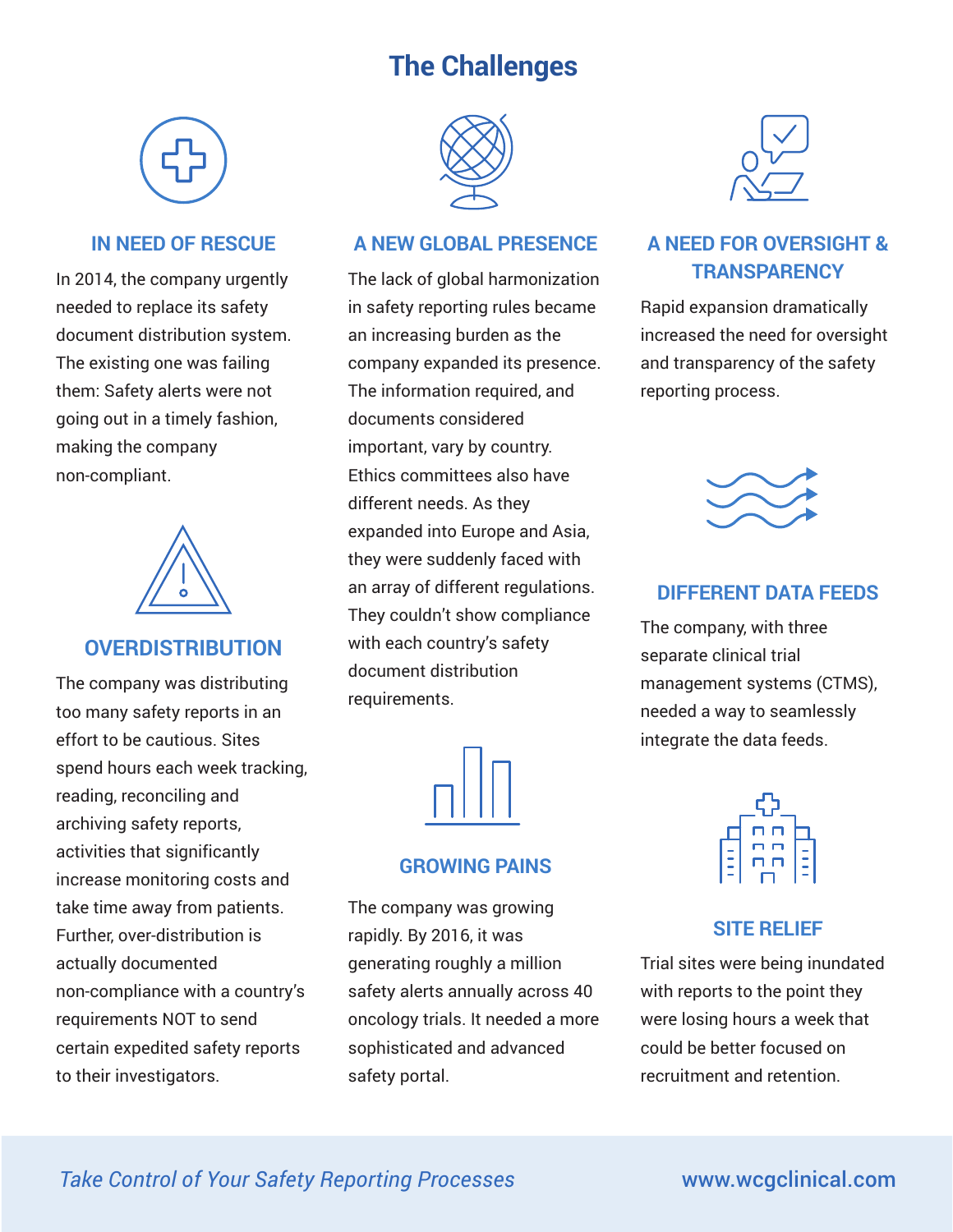# The Challenges

### IN NEED OF RESCUE

In 2014, the company urgently needed to replace its safety document distribution system. The existing one was failing them: Safety alerts were not going out in a timely fashion, making the company non-compliant.

### OVERDISTRIBUTION

The company was distributing too many safety reports in an effort to be cautious. Sites spend hours each week tracking, reading, reconciling and archiving safety reports, activities that significantly increase monitoring costs and take time away from patients. Further, over-distribution is actually documented non-compliance with a country's requirements NOT to send certain expedited safety reports to their investigators.

### A NEW GLOBAL PRESENCE

The lack of global harmonization in safety reporting rules became an increasing burden as the company expanded its presence. The information required, and documents considered important, vary by country. Ethics committees also have different needs. As they expanded into Europe and Asia, they were suddenly faced with an array of different regulations. They couldn't show compliance with each country's safety document distribution requirements.

### GROWING PAINS

The company was growing rapidly. By 2016, it was generating roughly a million safety alerts annually across 40 oncology trials. It needed a more sophisticated and advanced safety portal.

### A NEED FOR OVERSIGHT & TRANSPARENCY

Rapid expansion dramatically increased the need for oversight and transparency of the safety reporting process.

### DIFFERENT DATA FEEDS

The company, with three separate clinical trial management systems (CTMS), needed a way to seamlessly integrate the data feeds.

### SITE RELIEF

Trial sites were being inundated with reports to the point they were losing hours a week that could be better focused on recruitment and retention.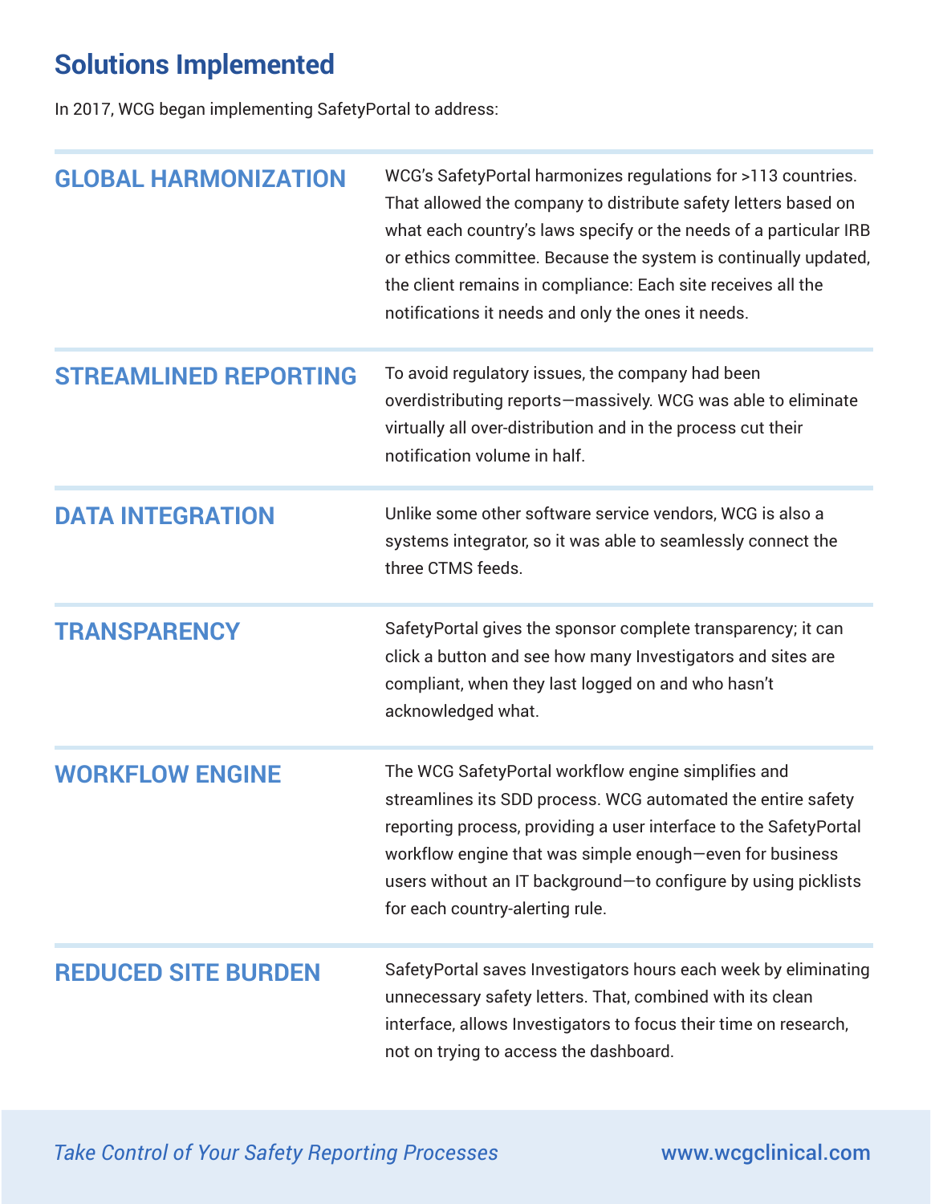## Solutions Implemented

In 2017, WCG began implementing SafetyPortal to address:

### GLOBAL HARMONIZATION

WCG's SafetyPortal harmonizes regulations for >113 countries. That allowed the company to distribute safety letters based on what each country's laws specify or the needs of a particular IRB or ethics committee. Because the system is continually updated, the client remains in compliance: Each site receives all the notifications it needs and only the ones it needs.

### STREAMLINED REPORTING

To avoid regulatory issues, the company had been overdistributing reports—massively. WCG was able to eliminate virtually all over-distribution and in the process cut their notification volume in half.

### DATA INTEGRATION

Unlike some other software service vendors, WCG is also a systems integrator, so it was able to seamlessly connect the three CTMS feeds.

### TRANSPARENCY

SafetyPortal gives the sponsor complete transparency; it can click a button and see how many Investigators and sites are compliant, when they last logged on and who hasn't acknowledged what.

### WORKFLOW ENGINE

The WCG SafetyPortal workflow engine simplifies and streamlines its SDD process. WCG automated the entire safety reporting process, providing a user interface to the SafetyPortal workflow engine that was simple enough—even for business users without an IT background—to configure by using picklists for each country-alerting rule.

### REDUCED SITE BURDEN

SafetyPortal saves Investigators hours each week by eliminating unnecessary safety letters. That, combined with its clean interface, allows Investigators to focus their time on research, not on trying to access the dashboard.

*Take Control of Your Safety Reporting Processes*

**www.wcgclinical.com**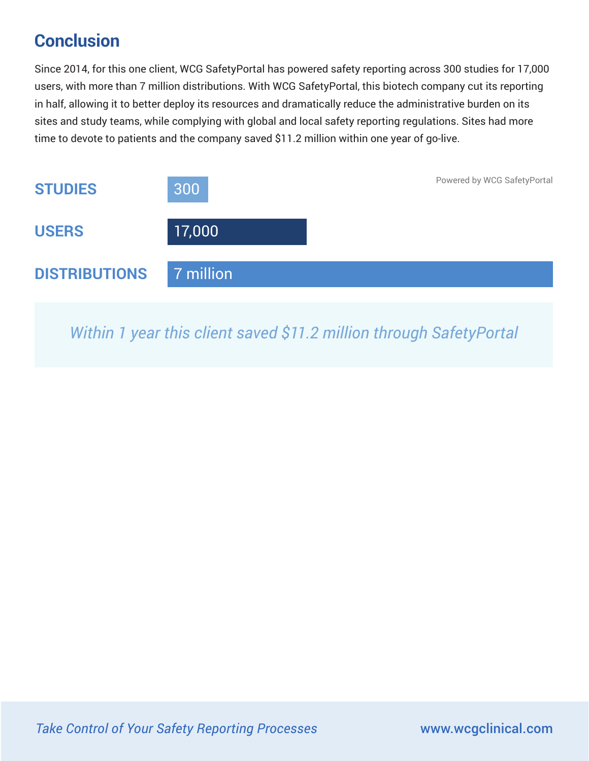## Conclusion

Since 2014, for this one client, WCG SafetyPortal has powered safety reporting across 300 studies for 17,000 users, with more than 7 million distributions. With WCG SafetyPortal, this biotech company cut its reporting in half, allowing it to better deploy its resources and dramatically reduce the administrative burden on its sites and study teams, while complying with global and local safety reporting regulations. Sites had more time to devote to patients and the company saved $11.2 million within one year of go-live.

Powered by WCG SafetyPortal

STUDIES 300

USERS 17,000

DISTRIBUTIONS 7 million

*Within 1 year this client saved $11.2 million through SafetyPortal*

*Take Control of Your Safety Reporting Processes*

www.wcgclinical.com